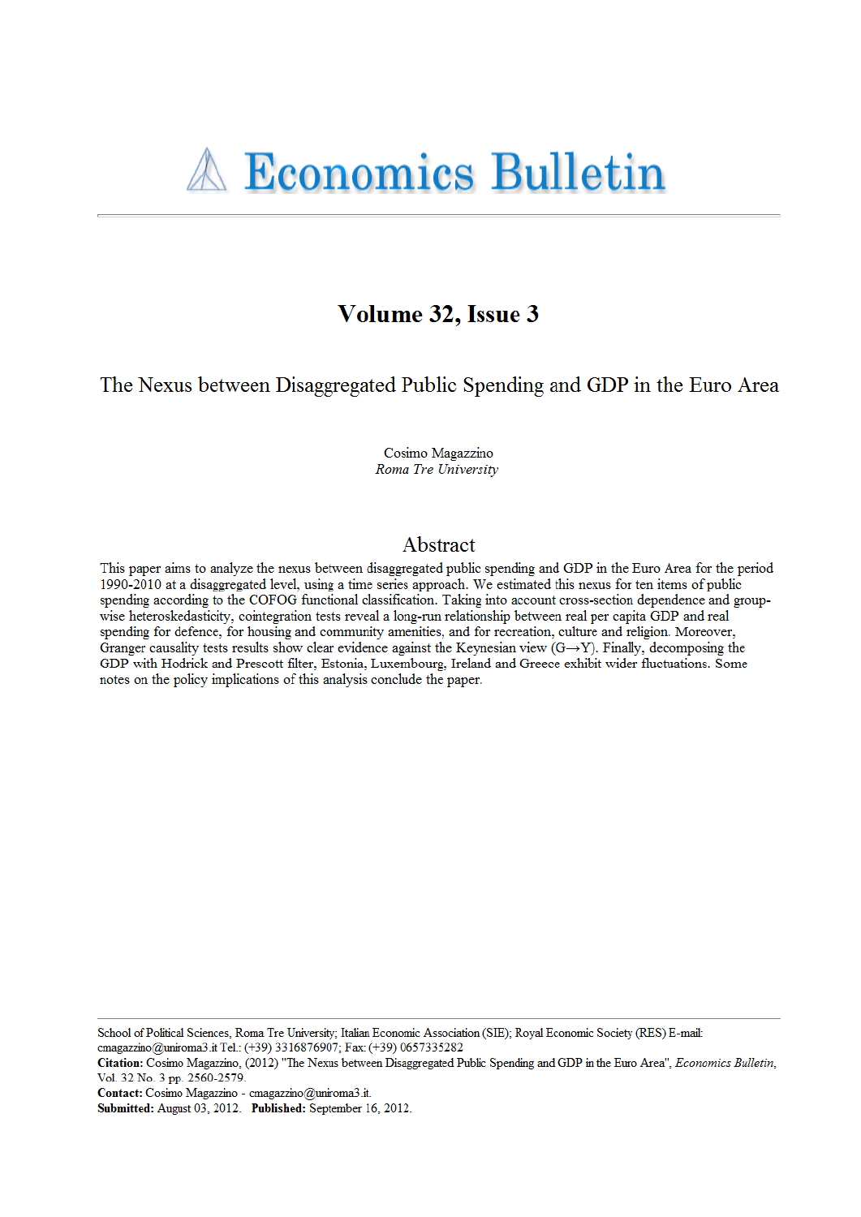# Economics Bulletin

## Volume 32, Issue 3

## The Nexus between Disaggregated Public Spending and GDP in the Euro Area

Cosimo Magazzino
*Roma Tre University*

### Abstract

This paper aims to analyze the nexus between disaggregated public spending and GDP in the Euro Area for the period 1990-2010 at a disaggregated level, using a time series approach. We estimated this nexus for ten items of public spending according to the COFOG functional classification. Taking into account cross-section dependence and group-wise heteroskedasticity, cointegration tests reveal a long-run relationship between real per capita GDP and real spending for defence, for housing and community amenities, and for recreation, culture and religion. Moreover, Granger causality tests results show clear evidence against the Keynesian view (G→Y). Finally, decomposing the GDP with Hodrick and Prescott filter, Estonia, Luxembourg, Ireland and Greece exhibit wider fluctuations. Some notes on the policy implications of this analysis conclude the paper.

---

School of Political Sciences, Roma Tre University; Italian Economic Association (SIE); Royal Economic Society (RES) E-mail: cmagazzino@uniroma3.it Tel.: (+39) 3316876907; Fax: (+39) 0657335282

**Citation:** Cosimo Magazzino, (2012) ''The Nexus between Disaggregated Public Spending and GDP in the Euro Area'', *Economics Bulletin*, Vol. 32 No. 3 pp. 2560-2579.

**Contact:** Cosimo Magazzino - cmagazzino@uniroma3.it.

**Submitted:** August 03, 2012. **Published:** September 16, 2012.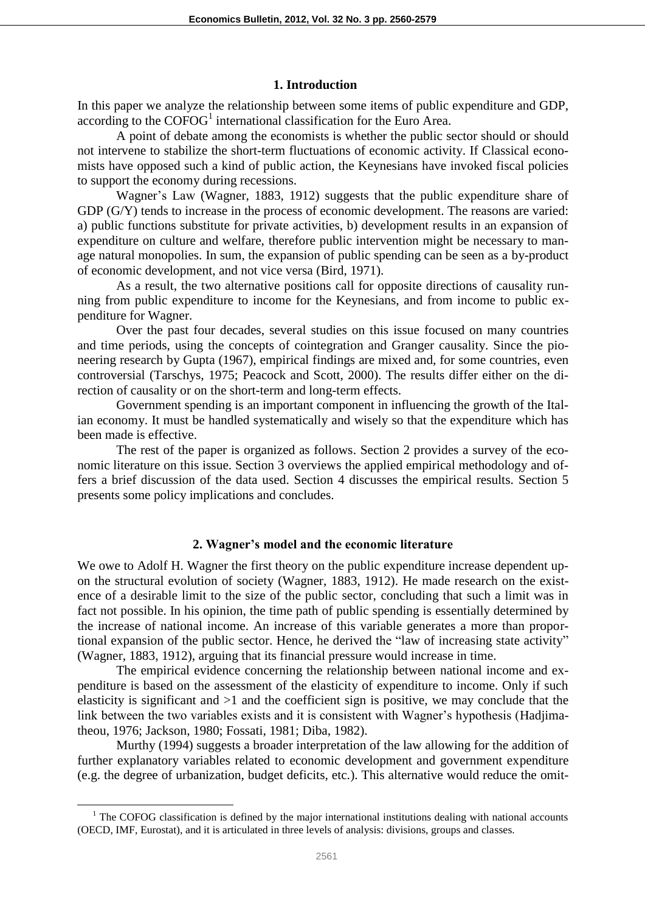## 1. Introduction

In this paper we analyze the relationship between some items of public expenditure and GDP, according to the COFOG[1] international classification for the Euro Area.

A point of debate among the economists is whether the public sector should or should not intervene to stabilize the short-term fluctuations of economic activity. If Classical economists have opposed such a kind of public action, the Keynesians have invoked fiscal policies to support the economy during recessions.

Wagner's Law (Wagner, 1883, 1912) suggests that the public expenditure share of GDP (G/Y) tends to increase in the process of economic development. The reasons are varied: a) public functions substitute for private activities, b) development results in an expansion of expenditure on culture and welfare, therefore public intervention might be necessary to manage natural monopolies. In sum, the expansion of public spending can be seen as a by-product of economic development, and not vice versa (Bird, 1971).

As a result, the two alternative positions call for opposite directions of causality running from public expenditure to income for the Keynesians, and from income to public expenditure for Wagner.

Over the past four decades, several studies on this issue focused on many countries and time periods, using the concepts of cointegration and Granger causality. Since the pioneering research by Gupta (1967), empirical findings are mixed and, for some countries, even controversial (Tarschys, 1975; Peacock and Scott, 2000). The results differ either on the direction of causality or on the short-term and long-term effects.

Government spending is an important component in influencing the growth of the Italian economy. It must be handled systematically and wisely so that the expenditure which has been made is effective.

The rest of the paper is organized as follows. Section 2 provides a survey of the economic literature on this issue. Section 3 overviews the applied empirical methodology and offers a brief discussion of the data used. Section 4 discusses the empirical results. Section 5 presents some policy implications and concludes.

## 2. Wagner's model and the economic literature

We owe to Adolf H. Wagner the first theory on the public expenditure increase dependent upon the structural evolution of society (Wagner, 1883, 1912). He made research on the existence of a desirable limit to the size of the public sector, concluding that such a limit was in fact not possible. In his opinion, the time path of public spending is essentially determined by the increase of national income. An increase of this variable generates a more than proportional expansion of the public sector. Hence, he derived the "law of increasing state activity" (Wagner, 1883, 1912), arguing that its financial pressure would increase in time.

The empirical evidence concerning the relationship between national income and expenditure is based on the assessment of the elasticity of expenditure to income. Only if such elasticity is significant and $>1$ and the coefficient sign is positive, we may conclude that the link between the two variables exists and it is consistent with Wagner's hypothesis (Hadjimatheou, 1976; Jackson, 1980; Fossati, 1981; Diba, 1982).

Murthy (1994) suggests a broader interpretation of the law allowing for the addition of further explanatory variables related to economic development and government expenditure (e.g. the degree of urbanization, budget deficits, etc.). This alternative would reduce the omit-

[1] The COFOG classification is defined by the major international institutions dealing with national accounts (OECD, IMF, Eurostat), and it is articulated in three levels of analysis: divisions, groups and classes.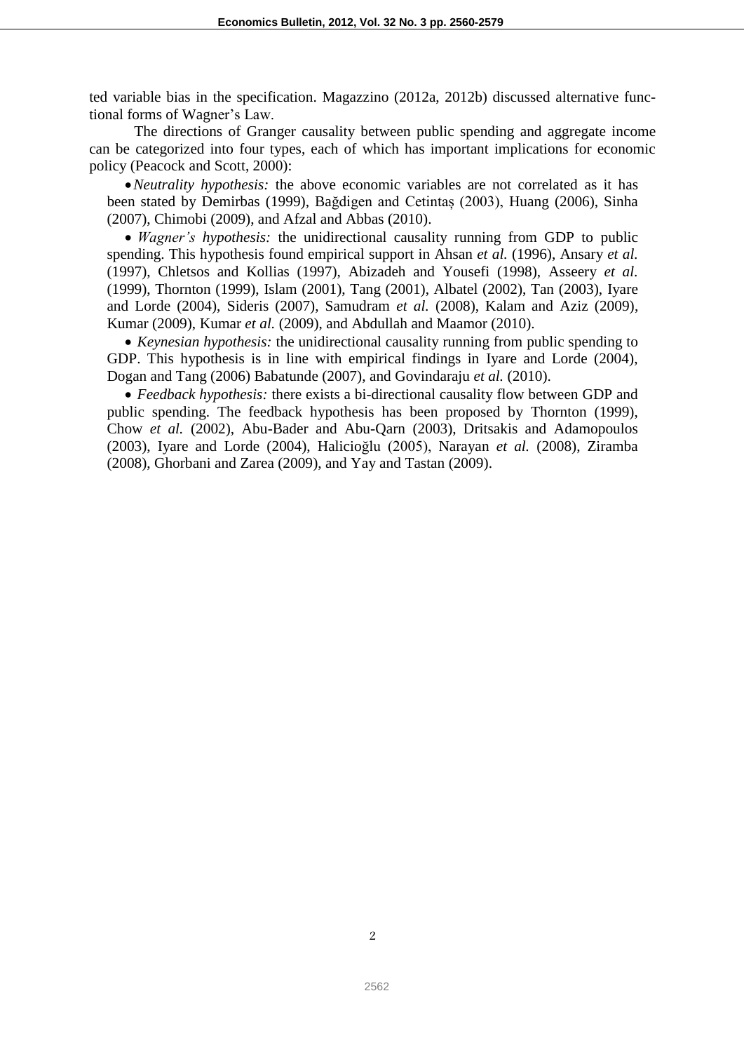ted variable bias in the specification. Magazzino (2012a, 2012b) discussed alternative functional forms of Wagner's Law.

The directions of Granger causality between public spending and aggregate income can be categorized into four types, each of which has important implications for economic policy (Peacock and Scott, 2000):

- *Neutrality hypothesis:* the above economic variables are not correlated as it has been stated by Demirbas (1999), Bağdigen and Cetintaş (2003), Huang (2006), Sinha (2007), Chimobi (2009), and Afzal and Abbas (2010).
- *Wagner's hypothesis:* the unidirectional causality running from GDP to public spending. This hypothesis found empirical support in Ahsan *et al.* (1996), Ansary *et al.* (1997), Chletsos and Kollias (1997), Abizadeh and Yousefi (1998), Asseery *et al.* (1999), Thornton (1999), Islam (2001), Tang (2001), Albatel (2002), Tan (2003), Iyare and Lorde (2004), Sideris (2007), Samudram *et al.* (2008), Kalam and Aziz (2009), Kumar (2009), Kumar *et al.* (2009), and Abdullah and Maamor (2010).
- *Keynesian hypothesis:* the unidirectional causality running from public spending to GDP. This hypothesis is in line with empirical findings in Iyare and Lorde (2004), Dogan and Tang (2006) Babatunde (2007), and Govindaraju *et al.* (2010).
- *Feedback hypothesis:* there exists a bi-directional causality flow between GDP and public spending. The feedback hypothesis has been proposed by Thornton (1999), Chow *et al.* (2002), Abu-Bader and Abu-Qarn (2003), Dritsakis and Adamopoulos (2003), Iyare and Lorde (2004), Halicioğlu (2005), Narayan *et al.* (2008), Ziramba (2008), Ghorbani and Zarea (2009), and Yay and Tastan (2009).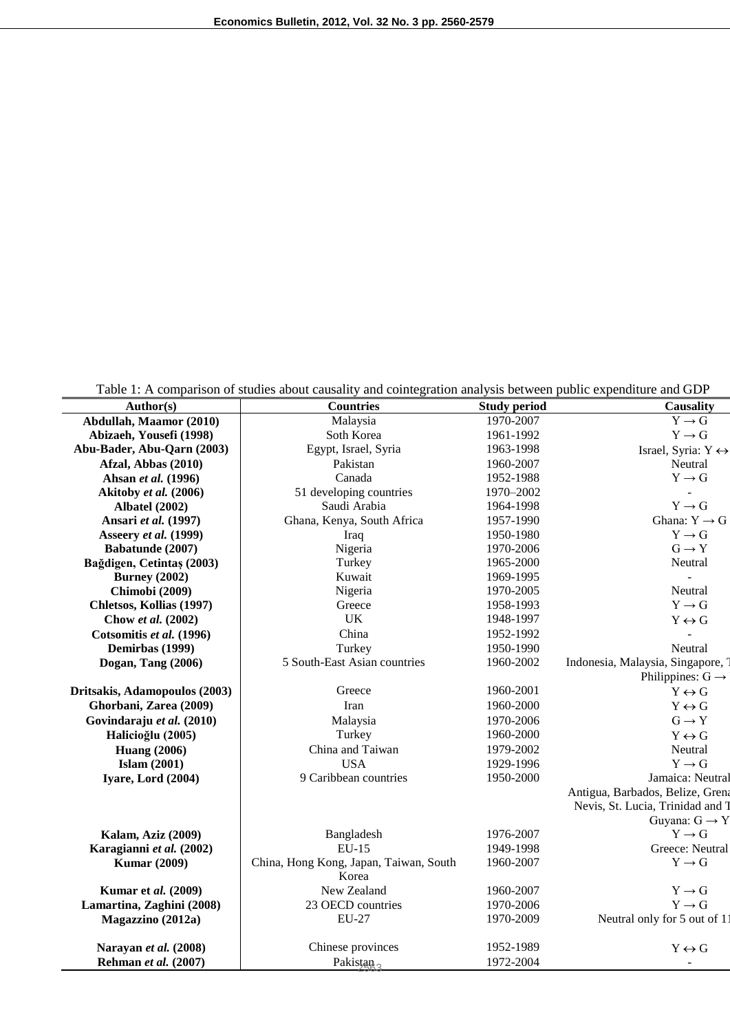Table 1: A comparison of studies about causality and cointegration analysis between public expenditure and GDP

| Author(s) | Countries | Study period | Causality |
|---|---|---|---|
| **Abdullah, Maamor (2010)** | Malaysia | 1970-2007 | Y → G |
| **Abizaeh, Yousefi (1998)** | Soth Korea | 1961-1992 | Y → G |
| **Abu-Bader, Abu-Qarn (2003)** | Egypt, Israel, Syria | 1963-1998 | Israel, Syria: Y ↔ |
| **Afzal, Abbas (2010)** | Pakistan | 1960-2007 | Neutral |
| **Ahsan *et al.* (1996)** | Canada | 1952-1988 | Y → G |
| **Akitoby *et al.* (2006)** | 51 developing countries | 1970–2002 | - |
| **Albatel (2002)** | Saudi Arabia | 1964-1998 | Y → G |
| **Ansari *et al.* (1997)** | Ghana, Kenya, South Africa | 1957-1990 | Ghana: Y → G |
| **Asseery *et al.* (1999)** | Iraq | 1950-1980 | Y → G |
| **Babatunde (2007)** | Nigeria | 1970-2006 | G → Y |
| **Bağdigen, Cetintaş (2003)** | Turkey | 1965-2000 | Neutral |
| **Burney (2002)** | Kuwait | 1969-1995 | - |
| **Chimobi (2009)** | Nigeria | 1970-2005 | Neutral |
| **Chletsos, Kollias (1997)** | Greece | 1958-1993 | Y → G |
| **Chow *et al.* (2002)** | UK | 1948-1997 | Y ↔ G |
| **Cotsomitis *et al.* (1996)** | China | 1952-1992 | - |
| **Demirbas (1999)** | Turkey | 1950-1990 | Neutral |
| **Dogan, Tang (2006)** | 5 South-East Asian countries | 1960-2002 | Indonesia, Malaysia, Singapore, T<br>Philippines: G → |
| **Dritsakis, Adamopoulos (2003)** | Greece | 1960-2001 | Y ↔ G |
| **Ghorbani, Zarea (2009)** | Iran | 1960-2000 | Y ↔ G |
| **Govindaraju *et al.* (2010)** | Malaysia | 1970-2006 | G → Y |
| **Halicioğlu (2005)** | Turkey | 1960-2000 | Y ↔ G |
| **Huang (2006)** | China and Taiwan | 1979-2002 | Neutral |
| **Islam (2001)** | USA | 1929-1996 | Y → G |
| **Iyare, Lord (2004)** | 9 Caribbean countries | 1950-2000 | Jamaica: Neutral<br>Antigua, Barbados, Belize, Gren<br>Nevis, St. Lucia, Trinidad and T<br>Guyana: G → Y |
| **Kalam, Aziz (2009)** | Bangladesh | 1976-2007 | Y → G |
| **Karagianni *et al.* (2002)** | EU-15 | 1949-1998 | Greece: Neutral |
| **Kumar (2009)** | China, Hong Kong, Japan, Taiwan, South Korea | 1960-2007 | Y → G |
| **Kumar et *al.* (2009)** | New Zealand | 1960-2007 | Y → G |
| **Lamartina, Zaghini (2008)** | 23 OECD countries | 1970-2006 | Y → G |
| **Magazzino (2012a)** | EU-27 | 1970-2009 | Neutral only for 5 out of 1 |
| **Narayan *et al.* (2008)** | Chinese provinces | 1952-1989 | Y ↔ G |
| **Rehman *et al.* (2007)** | Pakistan | 1972-2004 | - |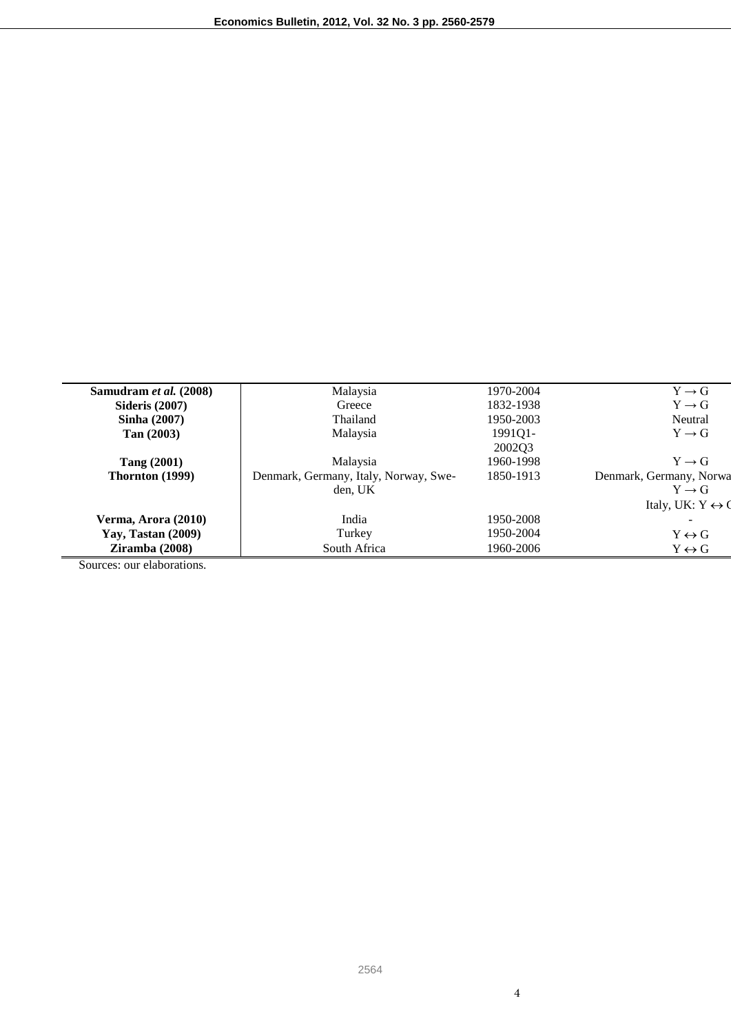| Samudram *et al.* (2008) | Malaysia | 1970-2004 | Y → G |
|---|---|---|---|
| **Sideris (2007)** | Greece | 1832-1938 | Y → G |
| **Sinha (2007)** | Thailand | 1950-2003 | Neutral |
| **Tan (2003)** | Malaysia | 1991Q1-2002Q3 | Y → G |
| **Tang (2001)** | Malaysia | 1960-1998 | Y → G |
| **Thornton (1999)** | Denmark, Germany, Italy, Norway, Sweden, UK | 1850-1913 | Denmark, Germany, Norwa Y → G Italy, UK: Y ↔ ( |
| **Verma, Arora (2010)** | India | 1950-2008 | - |
| **Yay, Tastan (2009)** | Turkey | 1950-2004 | Y ↔ G |
| **Ziramba (2008)** | South Africa | 1960-2006 | Y ↔ G |

Sources: our elaborations.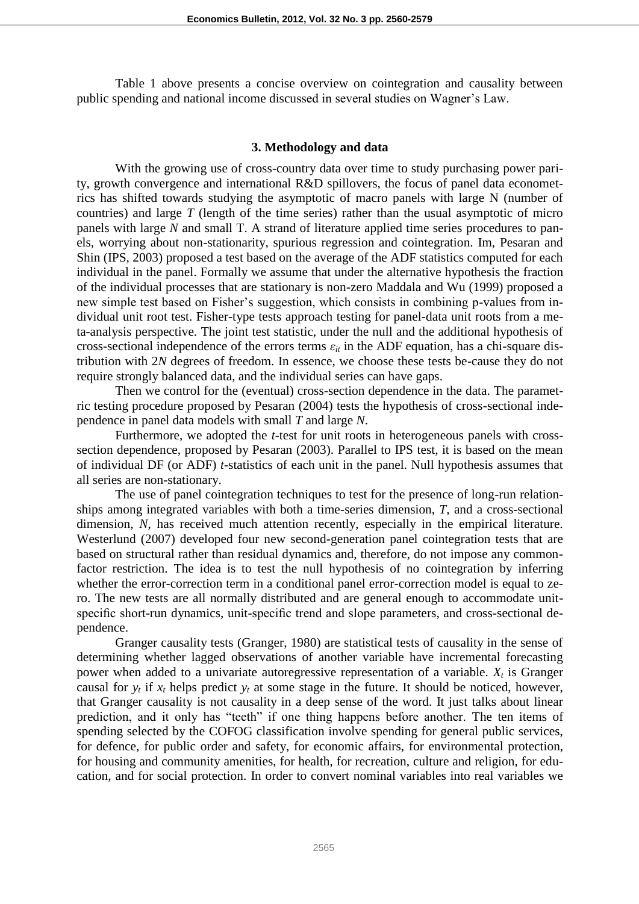Table 1 above presents a concise overview on cointegration and causality between public spending and national income discussed in several studies on Wagner's Law.

### 3. Methodology and data

With the growing use of cross-country data over time to study purchasing power parity, growth convergence and international R&D spillovers, the focus of panel data econometrics has shifted towards studying the asymptotic of macro panels with large N (number of countries) and large *T* (length of the time series) rather than the usual asymptotic of micro panels with large *N* and small T. A strand of literature applied time series procedures to panels, worrying about non-stationarity, spurious regression and cointegration. Im, Pesaran and Shin (IPS, 2003) proposed a test based on the average of the ADF statistics computed for each individual in the panel. Formally we assume that under the alternative hypothesis the fraction of the individual processes that are stationary is non-zero Maddala and Wu (1999) proposed a new simple test based on Fisher's suggestion, which consists in combining p-values from individual unit root test. Fisher-type tests approach testing for panel-data unit roots from a meta-analysis perspective. The joint test statistic, under the null and the additional hypothesis of cross-sectional independence of the errors terms $\varepsilon_{it}$ in the ADF equation, has a chi-square distribution with 2*N* degrees of freedom. In essence, we choose these tests be-cause they do not require strongly balanced data, and the individual series can have gaps.

Then we control for the (eventual) cross-section dependence in the data. The parametric testing procedure proposed by Pesaran (2004) tests the hypothesis of cross-sectional independence in panel data models with small *T* and large *N*.

Furthermore, we adopted the *t*-test for unit roots in heterogeneous panels with cross-section dependence, proposed by Pesaran (2003). Parallel to IPS test, it is based on the mean of individual DF (or ADF) *t*-statistics of each unit in the panel. Null hypothesis assumes that all series are non-stationary.

The use of panel cointegration techniques to test for the presence of long-run relationships among integrated variables with both a time-series dimension, *T*, and a cross-sectional dimension, *N*, has received much attention recently, especially in the empirical literature. Westerlund (2007) developed four new second-generation panel cointegration tests that are based on structural rather than residual dynamics and, therefore, do not impose any common-factor restriction. The idea is to test the null hypothesis of no cointegration by inferring whether the error-correction term in a conditional panel error-correction model is equal to zero. The new tests are all normally distributed and are general enough to accommodate unit-specific short-run dynamics, unit-specific trend and slope parameters, and cross-sectional dependence.

Granger causality tests (Granger, 1980) are statistical tests of causality in the sense of determining whether lagged observations of another variable have incremental forecasting power when added to a univariate autoregressive representation of a variable. $X_t$ is Granger causal for $y_t$ if $x_t$ helps predict $y_t$ at some stage in the future. It should be noticed, however, that Granger causality is not causality in a deep sense of the word. It just talks about linear prediction, and it only has "teeth" if one thing happens before another. The ten items of spending selected by the COFOG classification involve spending for general public services, for defence, for public order and safety, for economic affairs, for environmental protection, for housing and community amenities, for health, for recreation, culture and religion, for education, and for social protection. In order to convert nominal variables into real variables we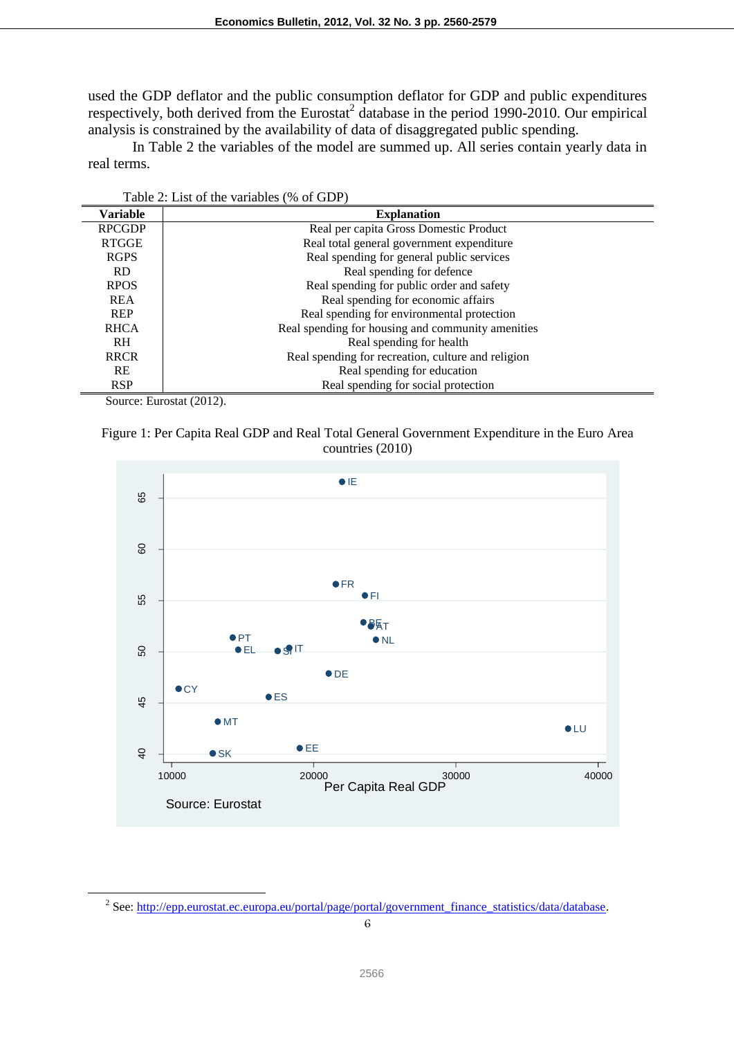used the GDP deflator and the public consumption deflator for GDP and public expenditures respectively, both derived from the Eurostat[2] database in the period 1990-2010. Our empirical analysis is constrained by the availability of data of disaggregated public spending.

In Table 2 the variables of the model are summed up. All series contain yearly data in real terms.

Table 2: List of the variables (% of GDP)

| Variable | Explanation |
|---|---|
| RPCGDP | Real per capita Gross Domestic Product |
| RTGGE | Real total general government expenditure |
| RGPS | Real spending for general public services |
| RD | Real spending for defence |
| RPOS | Real spending for public order and safety |
| REA | Real spending for economic affairs |
| REP | Real spending for environmental protection |
| RHCA | Real spending for housing and community amenities |
| RH | Real spending for health |
| RRCR | Real spending for recreation, culture and religion |
| RE | Real spending for education |
| RSP | Real spending for social protection |

Source: Eurostat (2012).

Figure 1: Per Capita Real GDP and Real Total General Government Expenditure in the Euro Area countries (2010)

Source: Eurostat

---

[2] See: http://epp.eurostat.ec.europa.eu/portal/page/portal/government_finance_statistics/data/database.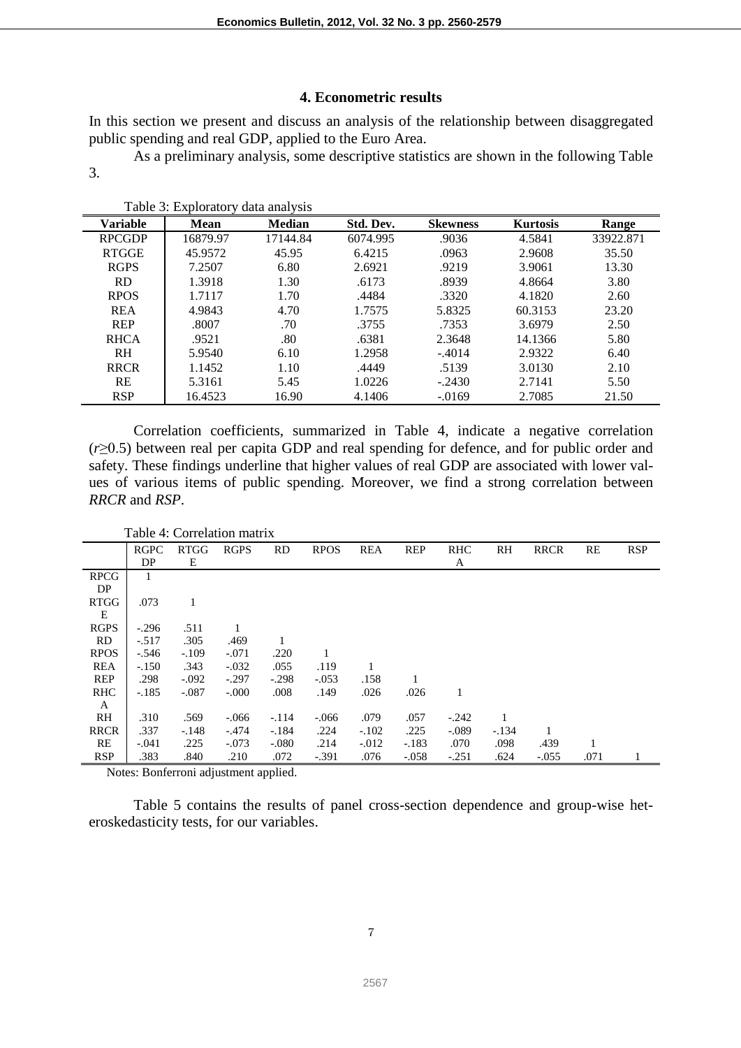## 4. Econometric results

In this section we present and discuss an analysis of the relationship between disaggregated public spending and real GDP, applied to the Euro Area.

As a preliminary analysis, some descriptive statistics are shown in the following Table 3.

Table 3: Exploratory data analysis

| Variable | Mean | Median | Std. Dev. | Skewness | Kurtosis | Range |
|---|---|---|---|---|---|---|
| RPCGDP | 16879.97 | 17144.84 | 6074.995 | .9036 | 4.5841 | 33922.871 |
| RTGGE | 45.9572 | 45.95 | 6.4215 | .0963 | 2.9608 | 35.50 |
| RGPS | 7.2507 | 6.80 | 2.6921 | .9219 | 3.9061 | 13.30 |
| RD | 1.3918 | 1.30 | .6173 | .8939 | 4.8664 | 3.80 |
| RPOS | 1.7117 | 1.70 | .4484 | .3320 | 4.1820 | 2.60 |
| REA | 4.9843 | 4.70 | 1.7575 | 5.8325 | 60.3153 | 23.20 |
| REP | .8007 | .70 | .3755 | .7353 | 3.6979 | 2.50 |
| RHCA | .9521 | .80 | .6381 | 2.3648 | 14.1366 | 5.80 |
| RH | 5.9540 | 6.10 | 1.2958 | -.4014 | 2.9322 | 6.40 |
| RRCR | 1.1452 | 1.10 | .4449 | .5139 | 3.0130 | 2.10 |
| RE | 5.3161 | 5.45 | 1.0226 | -.2430 | 2.7141 | 5.50 |
| RSP | 16.4523 | 16.90 | 4.1406 | -.0169 | 2.7085 | 21.50 |

Correlation coefficients, summarized in Table 4, indicate a negative correlation ($r \geq 0.5$) between real per capita GDP and real spending for defence, and for public order and safety. These findings underline that higher values of real GDP are associated with lower values of various items of public spending. Moreover, we find a strong correlation between *RRCR* and *RSP*.

Table 4: Correlation matrix

| | RGPCDP | RTGGE | RGPS | RD | RPOS | REA | REP | RHCA | RH | RRCR | RE | RSP |
|---|---|---|---|---|---|---|---|---|---|---|---|---|
| RPCGDP | 1 | | | | | | | | | | | |
| RTGGE | .073 | 1 | | | | | | | | | | |
| RGPS | -.296 | .511 | 1 | | | | | | | | | |
| RD | -.517 | .305 | .469 | 1 | | | | | | | | |
| RPOS | -.546 | -.109 | -.071 | .220 | 1 | | | | | | | |
| REA | -.150 | .343 | -.032 | .055 | .119 | 1 | | | | | | |
| REP | .298 | -.092 | -.297 | -.298 | -.053 | .158 | 1 | | | | | |
| RHCA | -.185 | -.087 | -.000 | .008 | .149 | .026 | .026 | 1 | | | | |
| RH | .310 | .569 | -.066 | -.114 | -.066 | .079 | .057 | -.242 | 1 | | | |
| RRCR | .337 | -.148 | -.474 | -.184 | .224 | -.102 | .225 | -.089 | -.134 | 1 | | |
| RE | -.041 | .225 | -.073 | -.080 | .214 | -.012 | -.183 | .070 | .098 | .439 | 1 | |
| RSP | .383 | .840 | .210 | .072 | -.391 | .076 | -.058 | -.251 | .624 | -.055 | .071 | 1 |

Notes: Bonferroni adjustment applied.

Table 5 contains the results of panel cross-section dependence and group-wise heteroskedasticity tests, for our variables.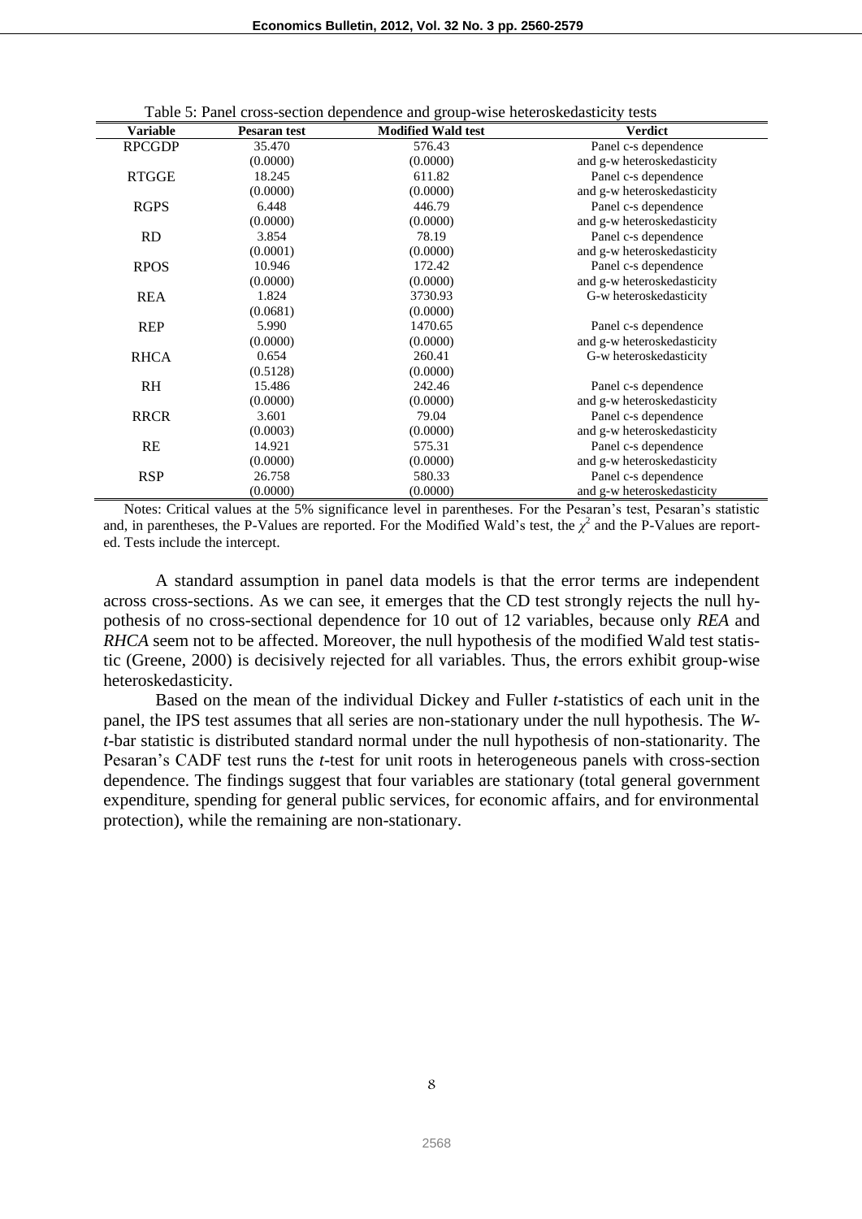Table 5: Panel cross-section dependence and group-wise heteroskedasticity tests

| Variable | Pesaran test | Modified Wald test | Verdict |
|---|---|---|---|
| RPCGDP | 35.470 | 576.43 | Panel c-s dependence |
| | (0.0000) | (0.0000) | and g-w heteroskedasticity |
| RTGGE | 18.245 | 611.82 | Panel c-s dependence |
| | (0.0000) | (0.0000) | and g-w heteroskedasticity |
| RGPS | 6.448 | 446.79 | Panel c-s dependence |
| | (0.0000) | (0.0000) | and g-w heteroskedasticity |
| RD | 3.854 | 78.19 | Panel c-s dependence |
| | (0.0001) | (0.0000) | and g-w heteroskedasticity |
| RPOS | 10.946 | 172.42 | Panel c-s dependence |
| | (0.0000) | (0.0000) | and g-w heteroskedasticity |
| REA | 1.824 | 3730.93 | G-w heteroskedasticity |
| | (0.0681) | (0.0000) | |
| REP | 5.990 | 1470.65 | Panel c-s dependence |
| | (0.0000) | (0.0000) | and g-w heteroskedasticity |
| RHCA | 0.654 | 260.41 | G-w heteroskedasticity |
| | (0.5128) | (0.0000) | |
| RH | 15.486 | 242.46 | Panel c-s dependence |
| | (0.0000) | (0.0000) | and g-w heteroskedasticity |
| RRCR | 3.601 | 79.04 | Panel c-s dependence |
| | (0.0003) | (0.0000) | and g-w heteroskedasticity |
| RE | 14.921 | 575.31 | Panel c-s dependence |
| | (0.0000) | (0.0000) | and g-w heteroskedasticity |
| RSP | 26.758 | 580.33 | Panel c-s dependence |
| | (0.0000) | (0.0000) | and g-w heteroskedasticity |

Notes: Critical values at the 5% significance level in parentheses. For the Pesaran's test, Pesaran's statistic and, in parentheses, the P-Values are reported. For the Modified Wald's test, the $\chi^2$ and the P-Values are reported. Tests include the intercept.

A standard assumption in panel data models is that the error terms are independent across cross-sections. As we can see, it emerges that the CD test strongly rejects the null hypothesis of no cross-sectional dependence for 10 out of 12 variables, because only *REA* and *RHCA* seem not to be affected. Moreover, the null hypothesis of the modified Wald test statistic (Greene, 2000) is decisively rejected for all variables. Thus, the errors exhibit group-wise heteroskedasticity.

Based on the mean of the individual Dickey and Fuller *t*-statistics of each unit in the panel, the IPS test assumes that all series are non-stationary under the null hypothesis. The *W-t*-bar statistic is distributed standard normal under the null hypothesis of non-stationarity. The Pesaran's CADF test runs the *t*-test for unit roots in heterogeneous panels with cross-section dependence. The findings suggest that four variables are stationary (total general government expenditure, spending for general public services, for economic affairs, and for environmental protection), while the remaining are non-stationary.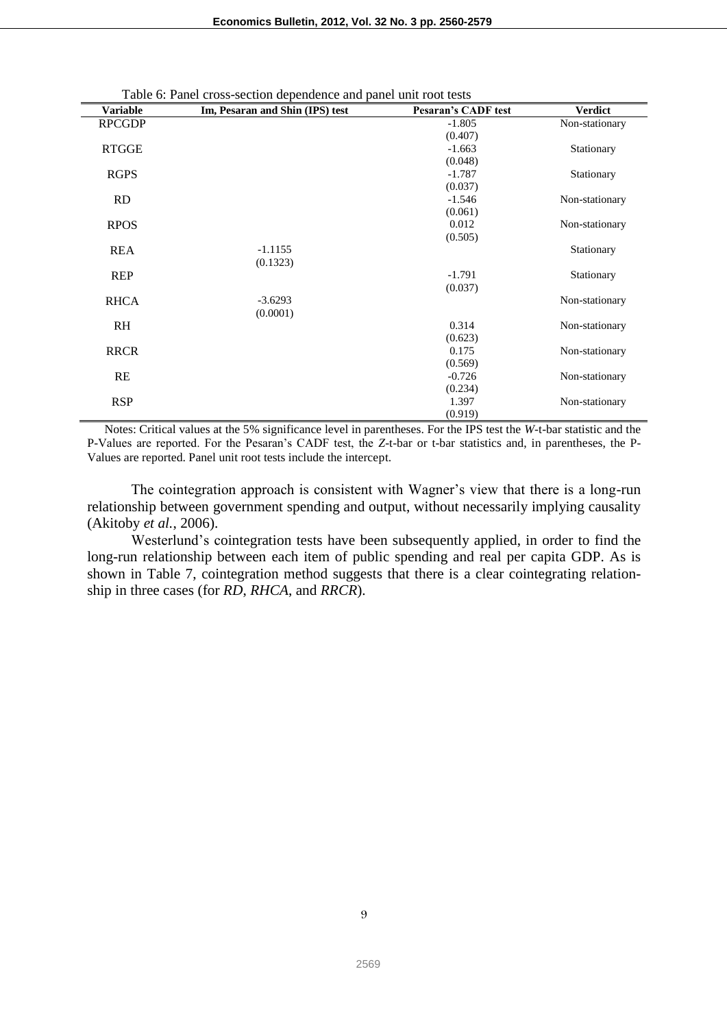Table 6: Panel cross-section dependence and panel unit root tests

| Variable | Im, Pesaran and Shin (IPS) test | Pesaran's CADF test | Verdict |
|---|---|---|---|
| RPCGDP | | -1.805 (0.407) | Non-stationary |
| RTGGE | | -1.663 (0.048) | Stationary |
| RGPS | | -1.787 (0.037) | Stationary |
| RD | | -1.546 (0.061) | Non-stationary |
| RPOS | | 0.012 (0.505) | Non-stationary |
| REA | -1.1155 (0.1323) | | Stationary |
| REP | | -1.791 (0.037) | Stationary |
| RHCA | -3.6293 (0.0001) | | Non-stationary |
| RH | | 0.314 (0.623) | Non-stationary |
| RRCR | | 0.175 (0.569) | Non-stationary |
| RE | | -0.726 (0.234) | Non-stationary |
| RSP | | 1.397 (0.919) | Non-stationary |

Notes: Critical values at the 5% significance level in parentheses. For the IPS test the *W*-t-bar statistic and the P-Values are reported. For the Pesaran's CADF test, the *Z*-t-bar or t-bar statistics and, in parentheses, the P-Values are reported. Panel unit root tests include the intercept.

The cointegration approach is consistent with Wagner's view that there is a long-run relationship between government spending and output, without necessarily implying causality (Akitoby *et al.*, 2006).

Westerlund's cointegration tests have been subsequently applied, in order to find the long-run relationship between each item of public spending and real per capita GDP. As is shown in Table 7, cointegration method suggests that there is a clear cointegrating relationship in three cases (for *RD*, *RHCA*, and *RRCR*).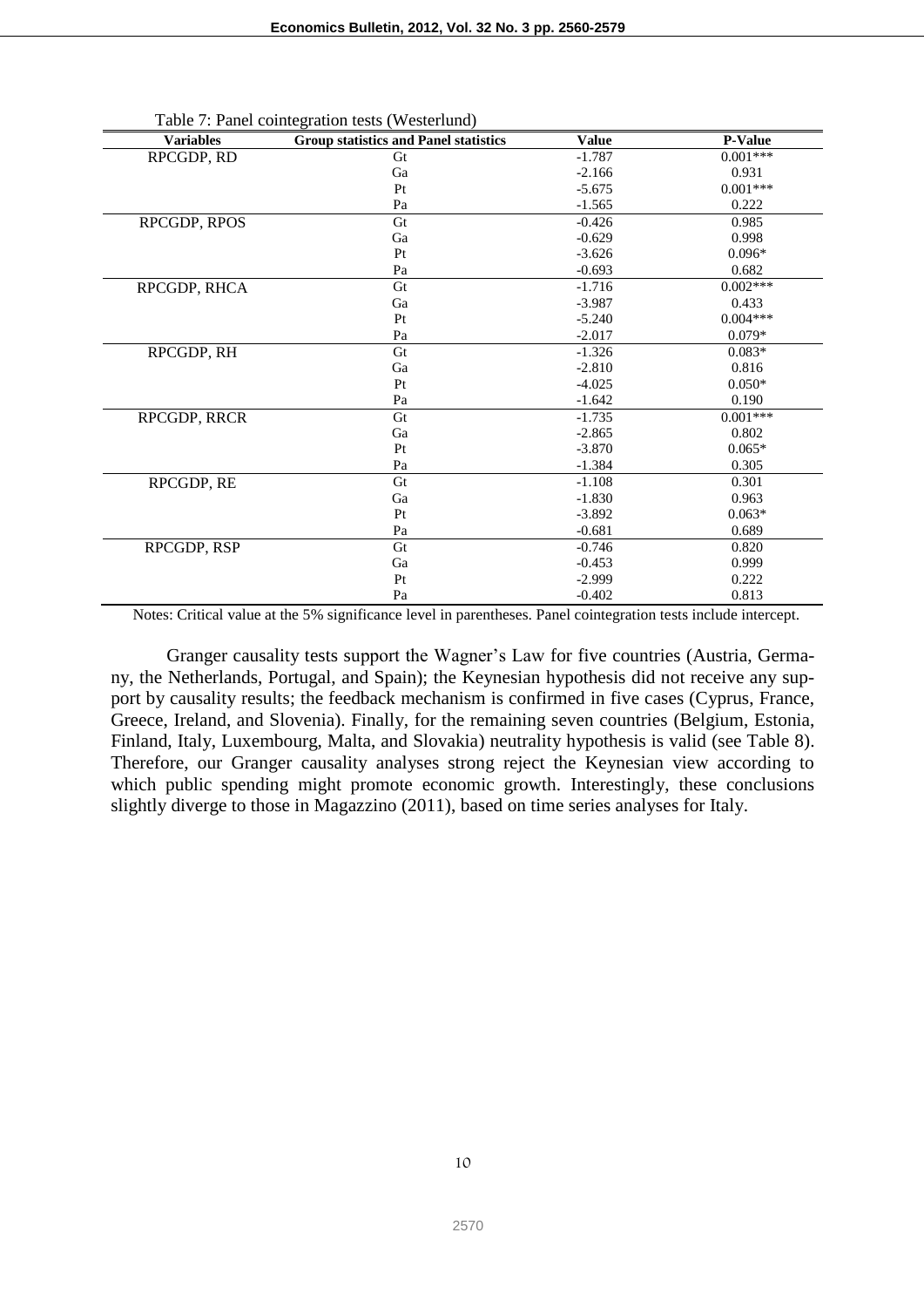Table 7: Panel cointegration tests (Westerlund)

| Variables | Group statistics and Panel statistics | Value | P-Value |
|---|---|---|---|
| RPCGDP, RD | Gt | -1.787 | 0.001*** |
| | Ga | -2.166 | 0.931 |
| | Pt | -5.675 | 0.001*** |
| | Pa | -1.565 | 0.222 |
| RPCGDP, RPOS | Gt | -0.426 | 0.985 |
| | Ga | -0.629 | 0.998 |
| | Pt | -3.626 | 0.096* |
| | Pa | -0.693 | 0.682 |
| RPCGDP, RHCA | Gt | -1.716 | 0.002*** |
| | Ga | -3.987 | 0.433 |
| | Pt | -5.240 | 0.004*** |
| | Pa | -2.017 | 0.079* |
| RPCGDP, RH | Gt | -1.326 | 0.083* |
| | Ga | -2.810 | 0.816 |
| | Pt | -4.025 | 0.050* |
| | Pa | -1.642 | 0.190 |
| RPCGDP, RRCR | Gt | -1.735 | 0.001*** |
| | Ga | -2.865 | 0.802 |
| | Pt | -3.870 | 0.065* |
| | Pa | -1.384 | 0.305 |
| RPCGDP, RE | Gt | -1.108 | 0.301 |
| | Ga | -1.830 | 0.963 |
| | Pt | -3.892 | 0.063* |
| | Pa | -0.681 | 0.689 |
| RPCGDP, RSP | Gt | -0.746 | 0.820 |
| | Ga | -0.453 | 0.999 |
| | Pt | -2.999 | 0.222 |
| | Pa | -0.402 | 0.813 |

Notes: Critical value at the 5% significance level in parentheses. Panel cointegration tests include intercept.

Granger causality tests support the Wagner's Law for five countries (Austria, Germany, the Netherlands, Portugal, and Spain); the Keynesian hypothesis did not receive any support by causality results; the feedback mechanism is confirmed in five cases (Cyprus, France, Greece, Ireland, and Slovenia). Finally, for the remaining seven countries (Belgium, Estonia, Finland, Italy, Luxembourg, Malta, and Slovakia) neutrality hypothesis is valid (see Table 8). Therefore, our Granger causality analyses strong reject the Keynesian view according to which public spending might promote economic growth. Interestingly, these conclusions slightly diverge to those in Magazzino (2011), based on time series analyses for Italy.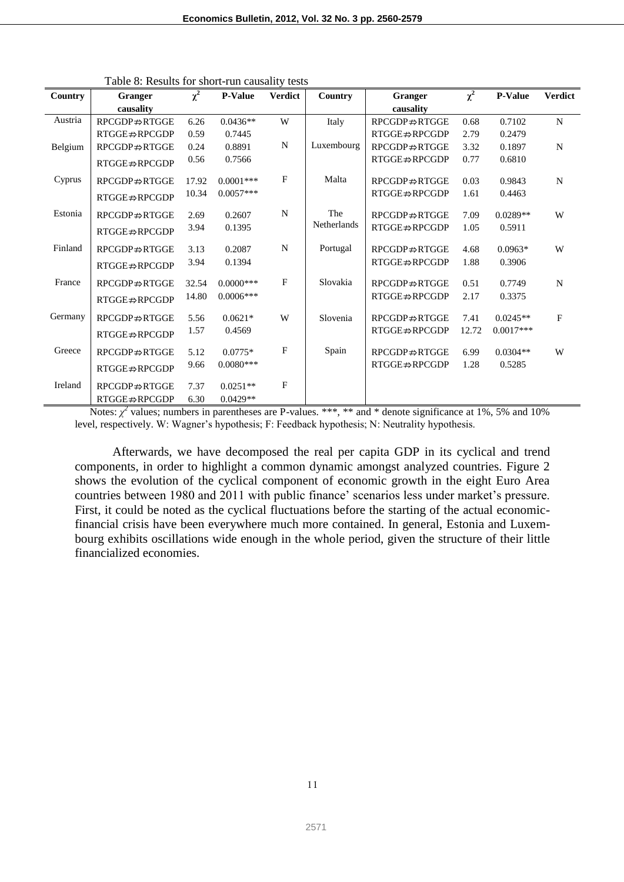Table 8: Results for short-run causality tests

| Country | Granger causality | $\chi^2$ | P-Value | Verdict | Country | Granger causality | $\chi^2$ | P-Value | Verdict |
|---|---|---|---|---|---|---|---|---|---|
| Austria | RPCGDP⇏RTGGE | 6.26 | 0.0436** | W | Italy | RPCGDP⇏RTGGE | 0.68 | 0.7102 | N |
| | RTGGE⇏RPCGDP | 0.59 | 0.7445 | | | RTGGE⇏RPCGDP | 2.79 | 0.2479 | |
| Belgium | RPCGDP⇏RTGGE | 0.24 | 0.8891 | N | Luxembourg | RPCGDP⇏RTGGE | 3.32 | 0.1897 | N |
| | RTGGE⇏RPCGDP | 0.56 | 0.7566 | | | RTGGE⇏RPCGDP | 0.77 | 0.6810 | |
| Cyprus | RPCGDP⇏RTGGE | 17.92 | 0.0001*** | F | Malta | RPCGDP⇏RTGGE | 0.03 | 0.9843 | N |
| | RTGGE⇏RPCGDP | 10.34 | 0.0057*** | | | RTGGE⇏RPCGDP | 1.61 | 0.4463 | |
| Estonia | RPCGDP⇏RTGGE | 2.69 | 0.2607 | N | The Netherlands | RPCGDP⇏RTGGE | 7.09 | 0.0289** | W |
| | RTGGE⇏RPCGDP | 3.94 | 0.1395 | | | RTGGE⇏RPCGDP | 1.05 | 0.5911 | |
| Finland | RPCGDP⇏RTGGE | 3.13 | 0.2087 | N | Portugal | RPCGDP⇏RTGGE | 4.68 | 0.0963* | W |
| | RTGGE⇏RPCGDP | 3.94 | 0.1394 | | | RTGGE⇏RPCGDP | 1.88 | 0.3906 | |
| France | RPCGDP⇏RTGGE | 32.54 | 0.0000*** | F | Slovakia | RPCGDP⇏RTGGE | 0.51 | 0.7749 | N |
| | RTGGE⇏RPCGDP | 14.80 | 0.0006*** | | | RTGGE⇏RPCGDP | 2.17 | 0.3375 | |
| Germany | RPCGDP⇏RTGGE | 5.56 | 0.0621* | W | Slovenia | RPCGDP⇏RTGGE | 7.41 | 0.0245** | F |
| | RTGGE⇏RPCGDP | 1.57 | 0.4569 | | | RTGGE⇏RPCGDP | 12.72 | 0.0017*** | |
| Greece | RPCGDP⇏RTGGE | 5.12 | 0.0775* | F | Spain | RPCGDP⇏RTGGE | 6.99 | 0.0304** | W |
| | RTGGE⇏RPCGDP | 9.66 | 0.0080*** | | | RTGGE⇏RPCGDP | 1.28 | 0.5285 | |
| Ireland | RPCGDP⇏RTGGE | 7.37 | 0.0251** | F | | | | | |
| | RTGGE⇏RPCGDP | 6.30 | 0.0429** | | | | | | |

Notes: $\chi^2$ values; numbers in parentheses are P-values. ***, ** and * denote significance at 1%, 5% and 10% level, respectively. W: Wagner's hypothesis; F: Feedback hypothesis; N: Neutrality hypothesis.

Afterwards, we have decomposed the real per capita GDP in its cyclical and trend components, in order to highlight a common dynamic amongst analyzed countries. Figure 2 shows the evolution of the cyclical component of economic growth in the eight Euro Area countries between 1980 and 2011 with public finance' scenarios less under market's pressure. First, it could be noted as the cyclical fluctuations before the starting of the actual economic-financial crisis have been everywhere much more contained. In general, Estonia and Luxembourg exhibits oscillations wide enough in the whole period, given the structure of their little financialized economies.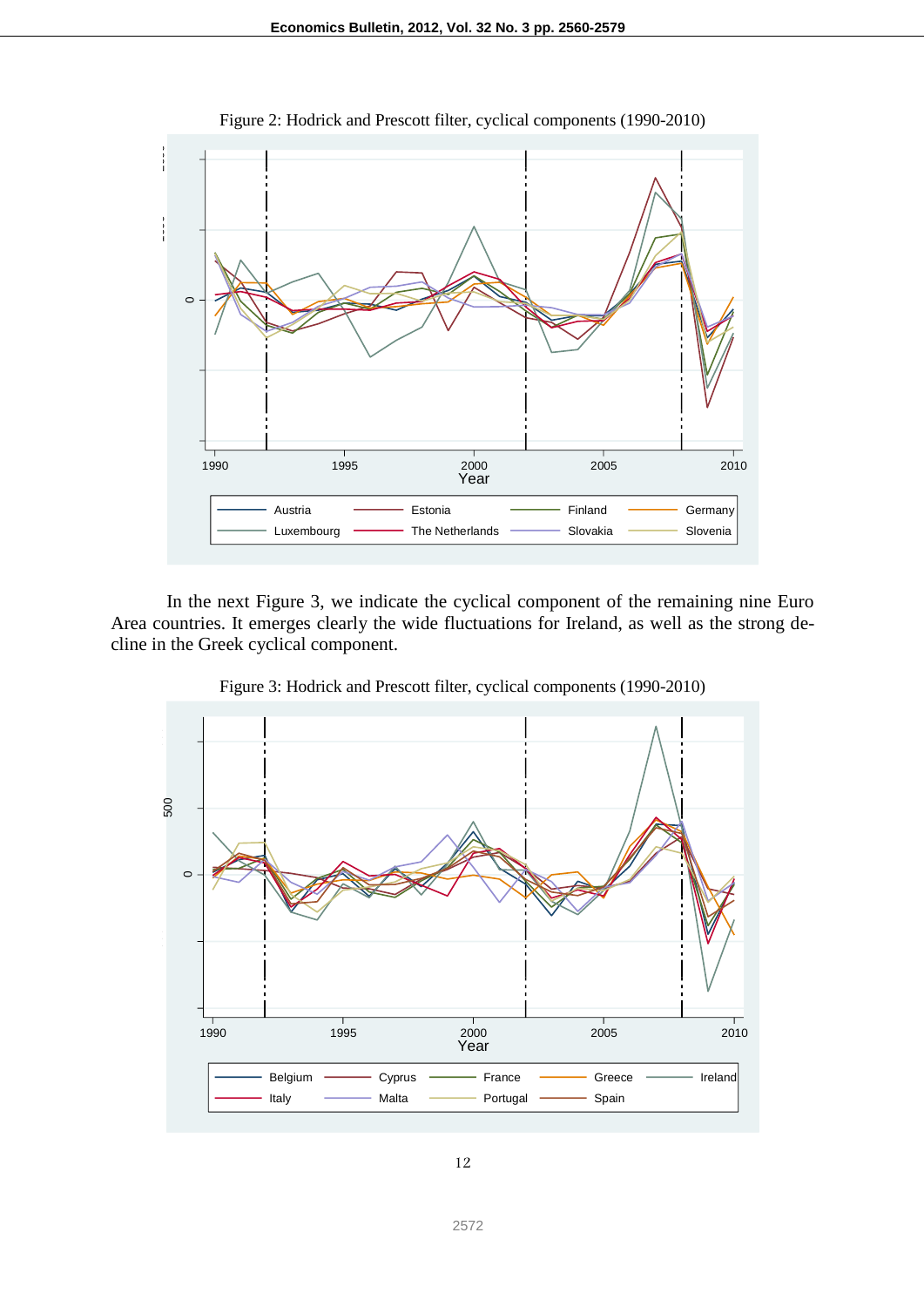Figure 2: Hodrick and Prescott filter, cyclical components (1990-2010)

In the next Figure 3, we indicate the cyclical component of the remaining nine Euro Area countries. It emerges clearly the wide fluctuations for Ireland, as well as the strong decline in the Greek cyclical component.

Figure 3: Hodrick and Prescott filter, cyclical components (1990-2010)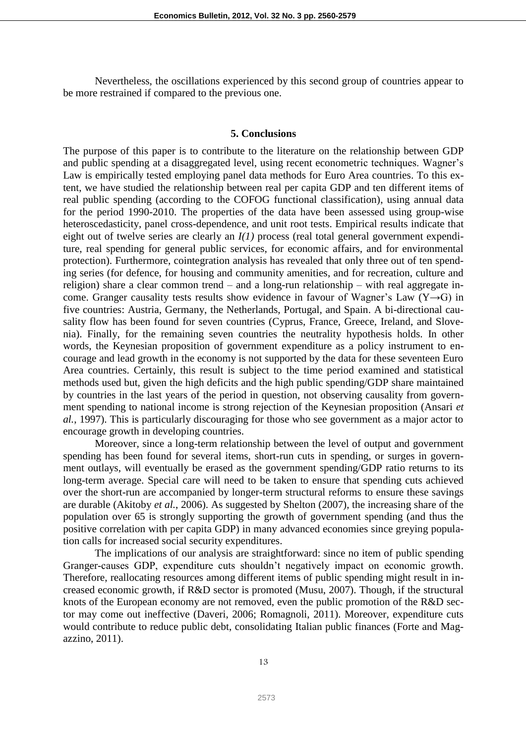Nevertheless, the oscillations experienced by this second group of countries appear to be more restrained if compared to the previous one.

## 5. Conclusions

The purpose of this paper is to contribute to the literature on the relationship between GDP and public spending at a disaggregated level, using recent econometric techniques. Wagner's Law is empirically tested employing panel data methods for Euro Area countries. To this extent, we have studied the relationship between real per capita GDP and ten different items of real public spending (according to the COFOG functional classification), using annual data for the period 1990-2010. The properties of the data have been assessed using group-wise heteroscedasticity, panel cross-dependence, and unit root tests. Empirical results indicate that eight out of twelve series are clearly an *I(1)* process (real total general government expenditure, real spending for general public services, for economic affairs, and for environmental protection). Furthermore, cointegration analysis has revealed that only three out of ten spending series (for defence, for housing and community amenities, and for recreation, culture and religion) share a clear common trend – and a long-run relationship – with real aggregate income. Granger causality tests results show evidence in favour of Wagner's Law ($Y \rightarrow G$) in five countries: Austria, Germany, the Netherlands, Portugal, and Spain. A bi-directional causality flow has been found for seven countries (Cyprus, France, Greece, Ireland, and Slovenia). Finally, for the remaining seven countries the neutrality hypothesis holds. In other words, the Keynesian proposition of government expenditure as a policy instrument to encourage and lead growth in the economy is not supported by the data for these seventeen Euro Area countries. Certainly, this result is subject to the time period examined and statistical methods used but, given the high deficits and the high public spending/GDP share maintained by countries in the last years of the period in question, not observing causality from government spending to national income is strong rejection of the Keynesian proposition (Ansari *et al.*, 1997). This is particularly discouraging for those who see government as a major actor to encourage growth in developing countries.

Moreover, since a long-term relationship between the level of output and government spending has been found for several items, short-run cuts in spending, or surges in government outlays, will eventually be erased as the government spending/GDP ratio returns to its long-term average. Special care will need to be taken to ensure that spending cuts achieved over the short-run are accompanied by longer-term structural reforms to ensure these savings are durable (Akitoby *et al.*, 2006). As suggested by Shelton (2007), the increasing share of the population over 65 is strongly supporting the growth of government spending (and thus the positive correlation with per capita GDP) in many advanced economies since greying population calls for increased social security expenditures.

The implications of our analysis are straightforward: since no item of public spending Granger-causes GDP, expenditure cuts shouldn't negatively impact on economic growth. Therefore, reallocating resources among different items of public spending might result in increased economic growth, if R&D sector is promoted (Musu, 2007). Though, if the structural knots of the European economy are not removed, even the public promotion of the R&D sector may come out ineffective (Daveri, 2006; Romagnoli, 2011). Moreover, expenditure cuts would contribute to reduce public debt, consolidating Italian public finances (Forte and Magazzino, 2011).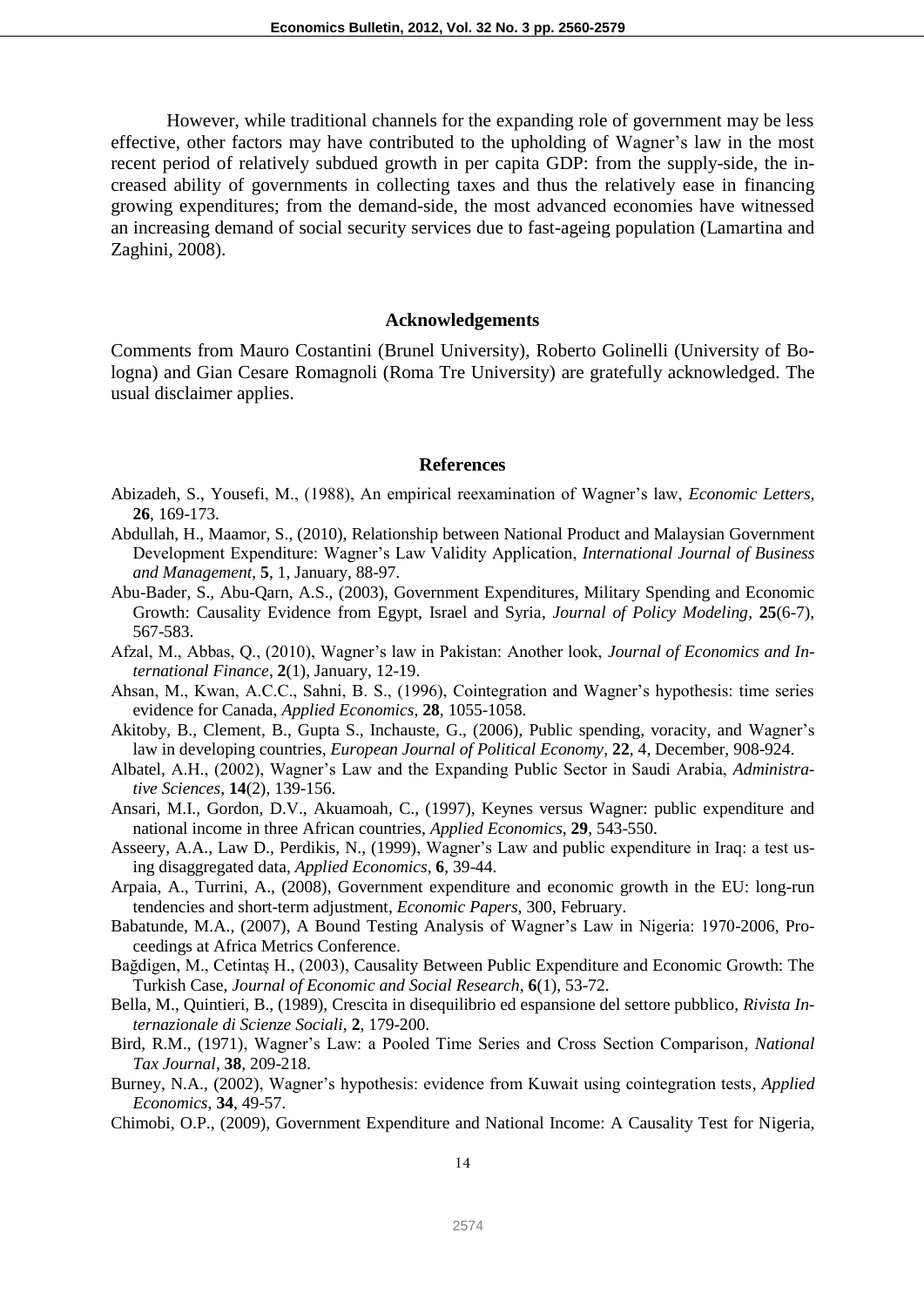However, while traditional channels for the expanding role of government may be less effective, other factors may have contributed to the upholding of Wagner's law in the most recent period of relatively subdued growth in per capita GDP: from the supply-side, the increased ability of governments in collecting taxes and thus the relatively ease in financing growing expenditures; from the demand-side, the most advanced economies have witnessed an increasing demand of social security services due to fast-ageing population (Lamartina and Zaghini, 2008).

## Acknowledgements

Comments from Mauro Costantini (Brunel University), Roberto Golinelli (University of Bologna) and Gian Cesare Romagnoli (Roma Tre University) are gratefully acknowledged. The usual disclaimer applies.

## References

Abizadeh, S., Yousefi, M., (1988), An empirical reexamination of Wagner's law, *Economic Letters*, **26**, 169-173.

Abdullah, H., Maamor, S., (2010), Relationship between National Product and Malaysian Government Development Expenditure: Wagner's Law Validity Application, *International Journal of Business and Management*, **5**, 1, January, 88-97.

Abu-Bader, S., Abu-Qarn, A.S., (2003), Government Expenditures, Military Spending and Economic Growth: Causality Evidence from Egypt, Israel and Syria, *Journal of Policy Modeling*, **25**(6-7), 567-583.

Afzal, M., Abbas, Q., (2010), Wagner's law in Pakistan: Another look, *Journal of Economics and International Finance*, **2**(1), January, 12-19.

Ahsan, M., Kwan, A.C.C., Sahni, B. S., (1996), Cointegration and Wagner's hypothesis: time series evidence for Canada, *Applied Economics*, **28**, 1055-1058.

Akitoby, B., Clement, B., Gupta S., Inchauste, G., (2006), Public spending, voracity, and Wagner's law in developing countries, *European Journal of Political Economy*, **22**, 4, December, 908-924.

Albatel, A.H., (2002), Wagner's Law and the Expanding Public Sector in Saudi Arabia, *Administrative Sciences*, **14**(2), 139-156.

Ansari, M.I., Gordon, D.V., Akuamoah, C., (1997), Keynes versus Wagner: public expenditure and national income in three African countries, *Applied Economics*, **29**, 543-550.

Asseery, A.A., Law D., Perdikis, N., (1999), Wagner's Law and public expenditure in Iraq: a test using disaggregated data, *Applied Economics*, **6**, 39-44.

Arpaia, A., Turrini, A., (2008), Government expenditure and economic growth in the EU: long-run tendencies and short-term adjustment, *Economic Papers*, 300, February.

Babatunde, M.A., (2007), A Bound Testing Analysis of Wagner's Law in Nigeria: 1970-2006, Proceedings at Africa Metrics Conference.

Bağdigen, M., Cetintaş H., (2003), Causality Between Public Expenditure and Economic Growth: The Turkish Case, *Journal of Economic and Social Research*, **6**(1), 53-72.

Bella, M., Quintieri, B., (1989), Crescita in disequilibrio ed espansione del settore pubblico, *Rivista Internazionale di Scienze Sociali*, **2**, 179-200.

Bird, R.M., (1971), Wagner's Law: a Pooled Time Series and Cross Section Comparison, *National Tax Journal*, **38**, 209-218.

Burney, N.A., (2002), Wagner's hypothesis: evidence from Kuwait using cointegration tests, *Applied Economics*, **34**, 49-57.

Chimobi, O.P., (2009), Government Expenditure and National Income: A Causality Test for Nigeria,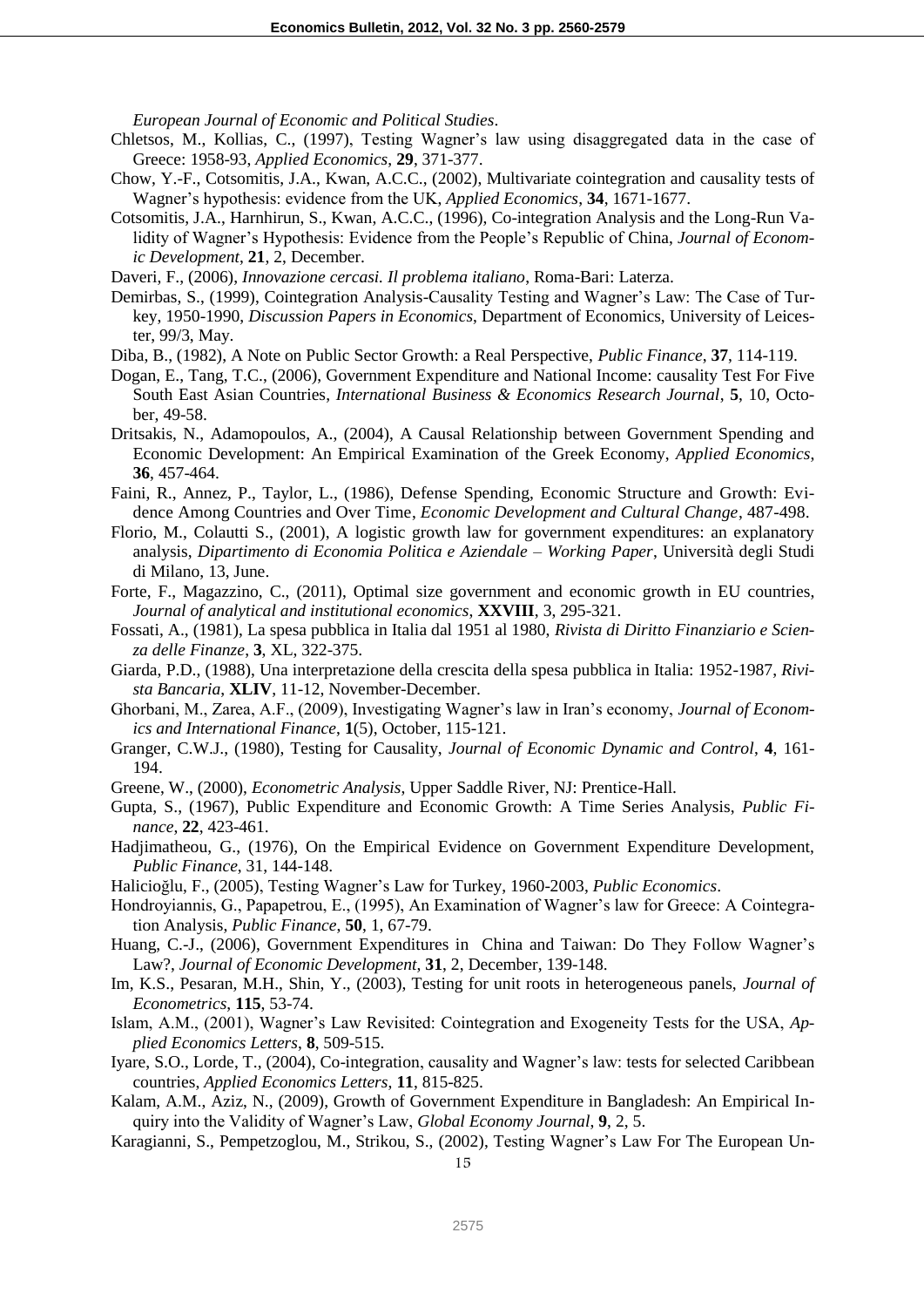*European Journal of Economic and Political Studies*.

Chletsos, M., Kollias, C., (1997), Testing Wagner's law using disaggregated data in the case of Greece: 1958-93, *Applied Economics*, **29**, 371-377.

Chow, Y.-F., Cotsomitis, J.A., Kwan, A.C.C., (2002), Multivariate cointegration and causality tests of Wagner's hypothesis: evidence from the UK, *Applied Economics*, **34**, 1671-1677.

Cotsomitis, J.A., Harnhirun, S., Kwan, A.C.C., (1996), Co-integration Analysis and the Long-Run Validity of Wagner's Hypothesis: Evidence from the People's Republic of China, *Journal of Economic Development*, **21**, 2, December.

Daveri, F., (2006), *Innovazione cercasi. Il problema italiano*, Roma-Bari: Laterza.

Demirbas, S., (1999), Cointegration Analysis-Causality Testing and Wagner's Law: The Case of Turkey, 1950-1990, *Discussion Papers in Economics*, Department of Economics, University of Leicester, 99/3, May.

Diba, B., (1982), A Note on Public Sector Growth: a Real Perspective, *Public Finance*, **37**, 114-119.

Dogan, E., Tang, T.C., (2006), Government Expenditure and National Income: causality Test For Five South East Asian Countries, *International Business & Economics Research Journal*, **5**, 10, October, 49-58.

Dritsakis, N., Adamopoulos, A., (2004), A Causal Relationship between Government Spending and Economic Development: An Empirical Examination of the Greek Economy, *Applied Economics*, **36**, 457-464.

Faini, R., Annez, P., Taylor, L., (1986), Defense Spending, Economic Structure and Growth: Evidence Among Countries and Over Time, *Economic Development and Cultural Change*, 487-498.

Florio, M., Colautti S., (2001), A logistic growth law for government expenditures: an explanatory analysis, *Dipartimento di Economia Politica e Aziendale – Working Paper*, Università degli Studi di Milano, 13, June.

Forte, F., Magazzino, C., (2011), Optimal size government and economic growth in EU countries, *Journal of analytical and institutional economics*, **XXVIII**, 3, 295-321.

Fossati, A., (1981), La spesa pubblica in Italia dal 1951 al 1980, *Rivista di Diritto Finanziario e Scienza delle Finanze*, **3**, XL, 322-375.

Giarda, P.D., (1988), Una interpretazione della crescita della spesa pubblica in Italia: 1952-1987, *Rivista Bancaria*, **XLIV**, 11-12, November-December.

Ghorbani, M., Zarea, A.F., (2009), Investigating Wagner's law in Iran's economy, *Journal of Economics and International Finance*, **1**(5), October, 115-121.

Granger, C.W.J., (1980), Testing for Causality, *Journal of Economic Dynamic and Control*, **4**, 161-194.

Greene, W., (2000), *Econometric Analysis*, Upper Saddle River, NJ: Prentice-Hall.

Gupta, S., (1967), Public Expenditure and Economic Growth: A Time Series Analysis, *Public Finance*, **22**, 423-461.

Hadjimatheou, G., (1976), On the Empirical Evidence on Government Expenditure Development, *Public Finance*, 31, 144-148.

Halicioğlu, F., (2005), Testing Wagner's Law for Turkey, 1960-2003, *Public Economics*.

Hondroyiannis, G., Papapetrou, E., (1995), An Examination of Wagner's law for Greece: A Cointegration Analysis, *Public Finance*, **50**, 1, 67-79.

Huang, C.-J., (2006), Government Expenditures in China and Taiwan: Do They Follow Wagner's Law?, *Journal of Economic Development*, **31**, 2, December, 139-148.

Im, K.S., Pesaran, M.H., Shin, Y., (2003), Testing for unit roots in heterogeneous panels, *Journal of Econometrics*, **115**, 53-74.

Islam, A.M., (2001), Wagner's Law Revisited: Cointegration and Exogeneity Tests for the USA, *Applied Economics Letters*, **8**, 509-515.

Iyare, S.O., Lorde, T., (2004), Co-integration, causality and Wagner's law: tests for selected Caribbean countries, *Applied Economics Letters*, **11**, 815-825.

Kalam, A.M., Aziz, N., (2009), Growth of Government Expenditure in Bangladesh: An Empirical Inquiry into the Validity of Wagner's Law, *Global Economy Journal*, **9**, 2, 5.

Karagianni, S., Pempetzoglou, M., Strikou, S., (2002), Testing Wagner's Law For The European Un-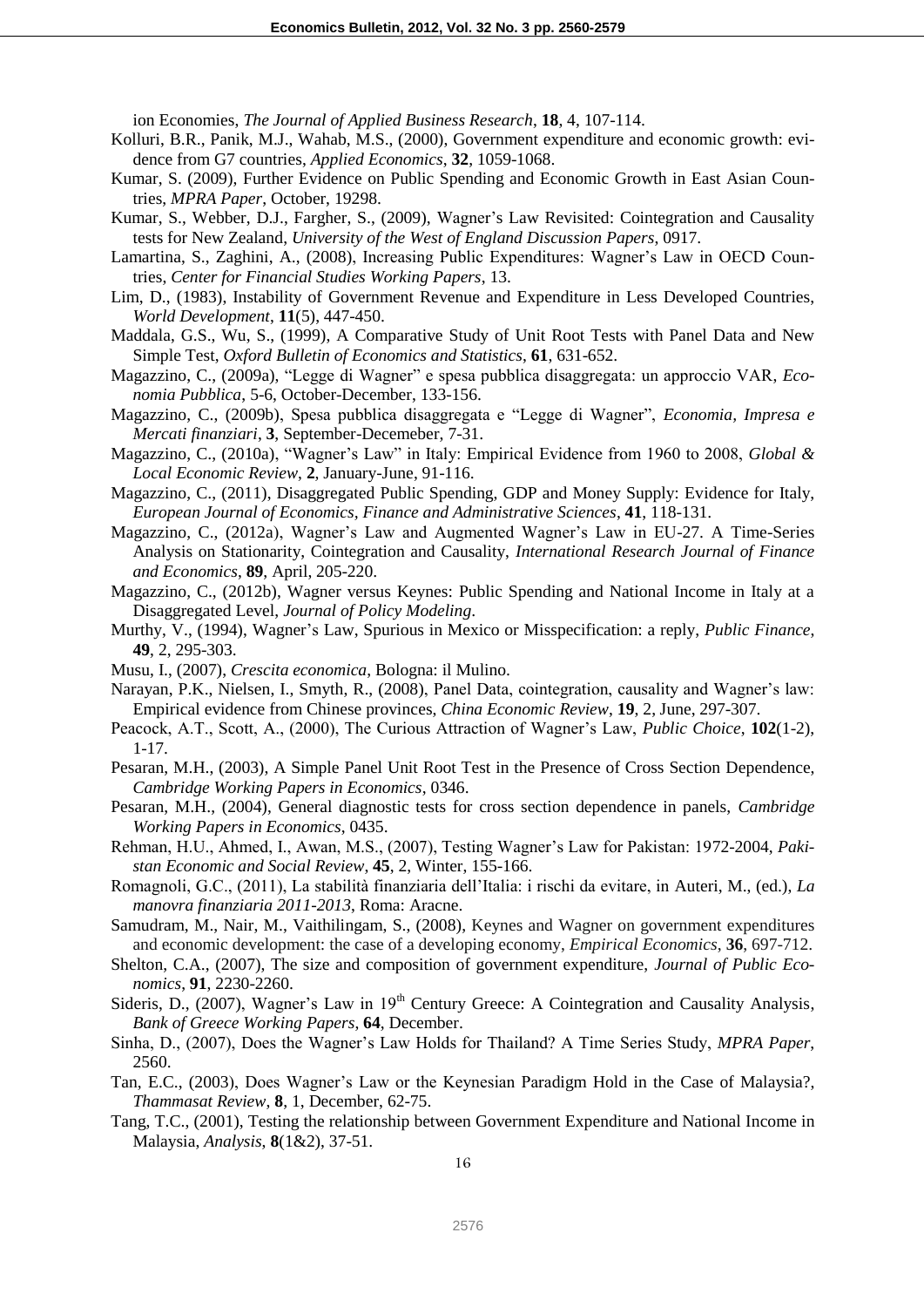ion Economies, *The Journal of Applied Business Research*, **18**, 4, 107-114.

Kolluri, B.R., Panik, M.J., Wahab, M.S., (2000), Government expenditure and economic growth: evidence from G7 countries, *Applied Economics*, **32**, 1059-1068.

Kumar, S. (2009), Further Evidence on Public Spending and Economic Growth in East Asian Countries, *MPRA Paper*, October, 19298.

Kumar, S., Webber, D.J., Fargher, S., (2009), Wagner's Law Revisited: Cointegration and Causality tests for New Zealand, *University of the West of England Discussion Papers*, 0917.

Lamartina, S., Zaghini, A., (2008), Increasing Public Expenditures: Wagner's Law in OECD Countries, *Center for Financial Studies Working Papers*, 13.

Lim, D., (1983), Instability of Government Revenue and Expenditure in Less Developed Countries, *World Development*, **11**(5), 447-450.

Maddala, G.S., Wu, S., (1999), A Comparative Study of Unit Root Tests with Panel Data and New Simple Test, *Oxford Bulletin of Economics and Statistics*, **61**, 631-652.

Magazzino, C., (2009a), "Legge di Wagner" e spesa pubblica disaggregata: un approccio VAR, *Economia Pubblica*, 5-6, October-December, 133-156.

Magazzino, C., (2009b), Spesa pubblica disaggregata e "Legge di Wagner", *Economia, Impresa e Mercati finanziari*, **3**, September-Decemeber, 7-31.

Magazzino, C., (2010a), "Wagner's Law" in Italy: Empirical Evidence from 1960 to 2008, *Global & Local Economic Review*, **2**, January-June, 91-116.

Magazzino, C., (2011), Disaggregated Public Spending, GDP and Money Supply: Evidence for Italy, *European Journal of Economics, Finance and Administrative Sciences*, **41**, 118-131.

Magazzino, C., (2012a), Wagner's Law and Augmented Wagner's Law in EU-27. A Time-Series Analysis on Stationarity, Cointegration and Causality, *International Research Journal of Finance and Economics*, **89**, April, 205-220.

Magazzino, C., (2012b), Wagner versus Keynes: Public Spending and National Income in Italy at a Disaggregated Level, *Journal of Policy Modeling*.

Murthy, V., (1994), Wagner's Law, Spurious in Mexico or Misspecification: a reply, *Public Finance*, **49**, 2, 295-303.

Musu, I., (2007), *Crescita economica*, Bologna: il Mulino.

Narayan, P.K., Nielsen, I., Smyth, R., (2008), Panel Data, cointegration, causality and Wagner's law: Empirical evidence from Chinese provinces, *China Economic Review*, **19**, 2, June, 297-307.

Peacock, A.T., Scott, A., (2000), The Curious Attraction of Wagner's Law, *Public Choice*, **102**(1-2), 1-17.

Pesaran, M.H., (2003), A Simple Panel Unit Root Test in the Presence of Cross Section Dependence, *Cambridge Working Papers in Economics*, 0346.

Pesaran, M.H., (2004), General diagnostic tests for cross section dependence in panels, *Cambridge Working Papers in Economics*, 0435.

Rehman, H.U., Ahmed, I., Awan, M.S., (2007), Testing Wagner's Law for Pakistan: 1972-2004, *Pakistan Economic and Social Review*, **45**, 2, Winter, 155-166.

Romagnoli, G.C., (2011), La stabilità finanziaria dell'Italia: i rischi da evitare, in Auteri, M., (ed.), *La manovra finanziaria 2011-2013*, Roma: Aracne.

Samudram, M., Nair, M., Vaithilingam, S., (2008), Keynes and Wagner on government expenditures and economic development: the case of a developing economy, *Empirical Economics*, **36**, 697-712.

Shelton, C.A., (2007), The size and composition of government expenditure, *Journal of Public Economics*, **91**, 2230-2260.

Sideris, D., (2007), Wagner's Law in 19th Century Greece: A Cointegration and Causality Analysis, *Bank of Greece Working Papers*, **64**, December.

Sinha, D., (2007), Does the Wagner's Law Holds for Thailand? A Time Series Study, *MPRA Paper*, 2560.

Tan, E.C., (2003), Does Wagner's Law or the Keynesian Paradigm Hold in the Case of Malaysia?, *Thammasat Review*, **8**, 1, December, 62-75.

Tang, T.C., (2001), Testing the relationship between Government Expenditure and National Income in Malaysia, *Analysis*, **8**(1&2), 37-51.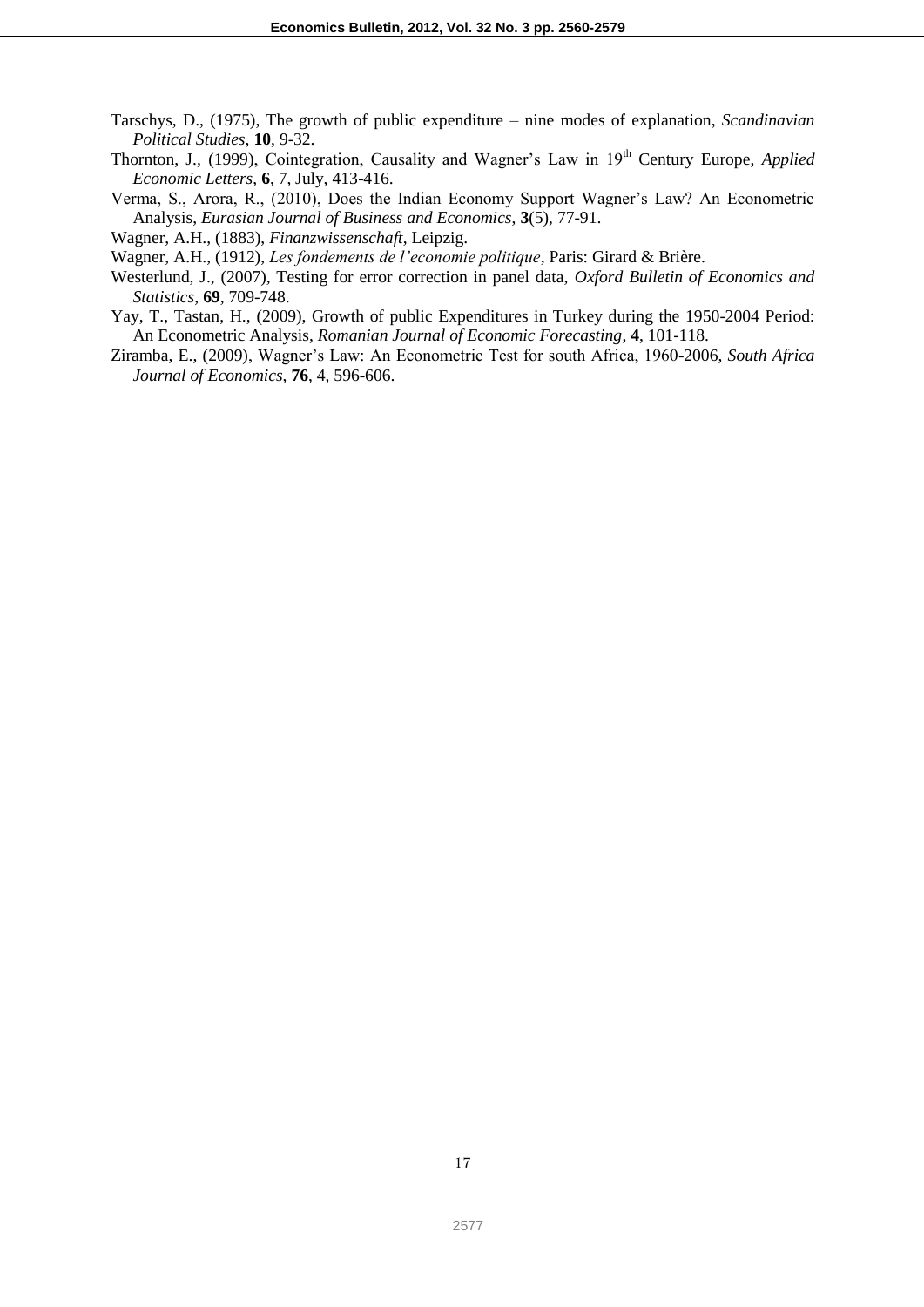Tarschys, D., (1975), The growth of public expenditure – nine modes of explanation, *Scandinavian Political Studies*, **10**, 9-32.

Thornton, J., (1999), Cointegration, Causality and Wagner's Law in 19th Century Europe, *Applied Economic Letters*, **6**, 7, July, 413-416.

Verma, S., Arora, R., (2010), Does the Indian Economy Support Wagner's Law? An Econometric Analysis, *Eurasian Journal of Business and Economics*, **3**(5), 77-91.

Wagner, A.H., (1883), *Finanzwissenschaft*, Leipzig.

Wagner, A.H., (1912), *Les fondements de l'economie politique*, Paris: Girard & Brière.

Westerlund, J., (2007), Testing for error correction in panel data, *Oxford Bulletin of Economics and Statistics*, **69**, 709-748.

Yay, T., Tastan, H., (2009), Growth of public Expenditures in Turkey during the 1950-2004 Period: An Econometric Analysis, *Romanian Journal of Economic Forecasting*, **4**, 101-118.

Ziramba, E., (2009), Wagner's Law: An Econometric Test for south Africa, 1960-2006, *South Africa Journal of Economics*, **76**, 4, 596-606.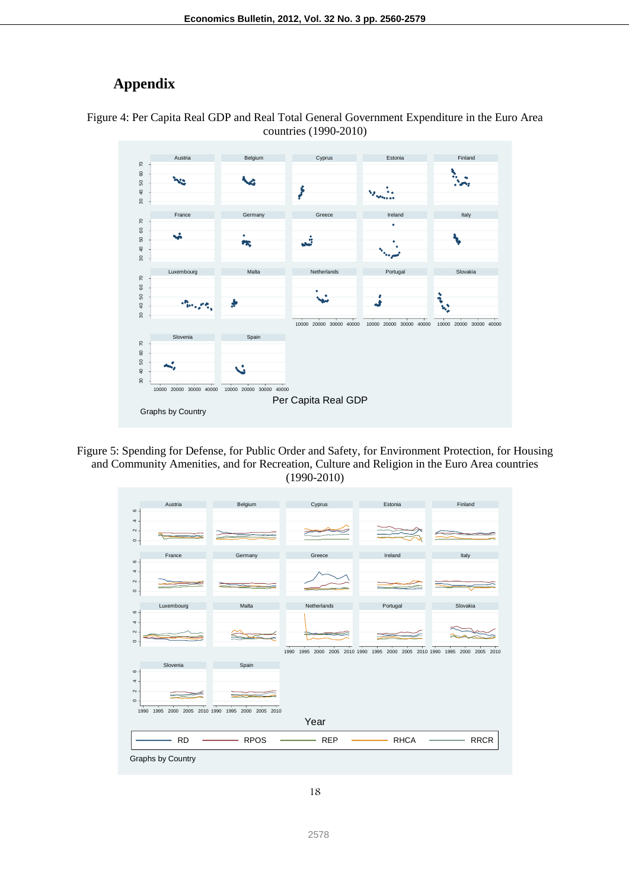# Appendix

Figure 4: Per Capita Real GDP and Real Total General Government Expenditure in the Euro Area countries (1990-2010)

Figure 5: Spending for Defense, for Public Order and Safety, for Environment Protection, for Housing and Community Amenities, and for Recreation, Culture and Religion in the Euro Area countries (1990-2010)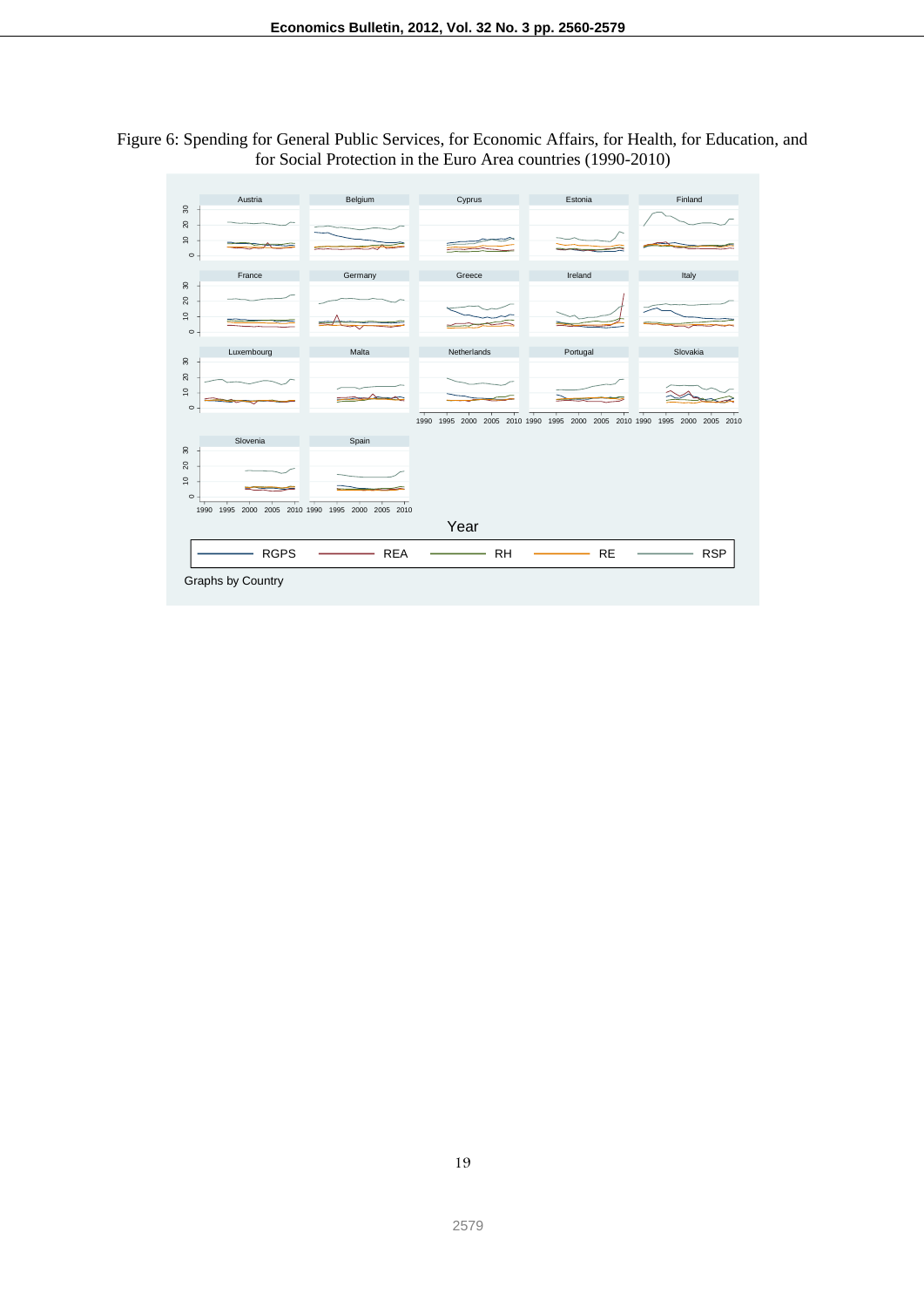Figure 6: Spending for General Public Services, for Economic Affairs, for Health, for Education, and for Social Protection in the Euro Area countries (1990-2010)

Austria
Belgium
Cyprus
Estonia
Finland
France
Germany
Greece
Ireland
Italy
Luxembourg
Malta
Netherlands
Portugal
Slovakia
Slovenia
Spain

0 10 20 30

1990 1995 2000 2005 2010

Year

RGPS REA RH RE RSP

Graphs by Country